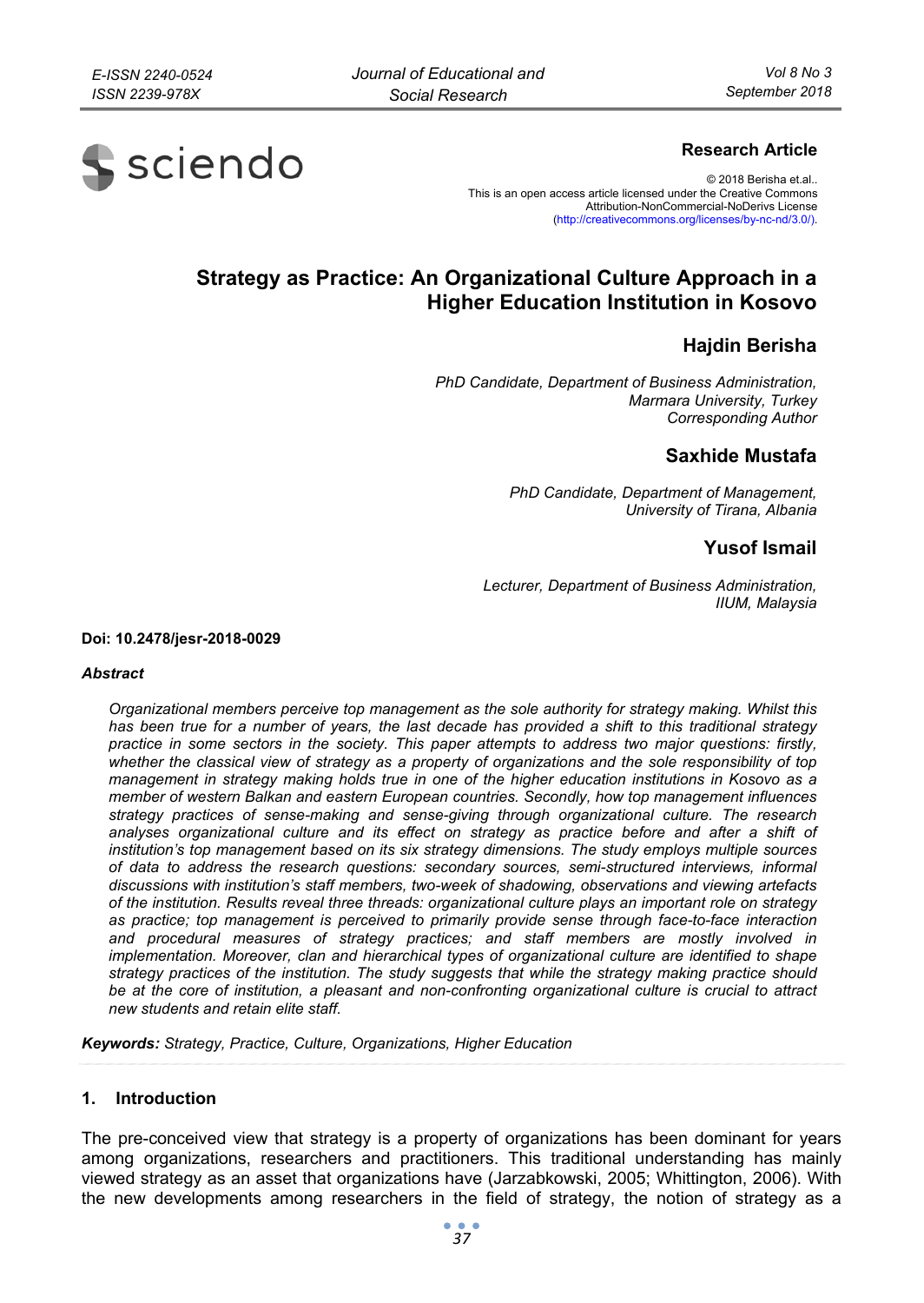**Research Article**

© 2018 Berisha et.al..
This is an open access article licensed under the Creative Commons Attribution-NonCommercial-NoDerivs License (http://creativecommons.org/licenses/by-nc-nd/3.0/).

# Strategy as Practice: An Organizational Culture Approach in a Higher Education Institution in Kosovo

## Hajdin Berisha

*PhD Candidate, Department of Business Administration, Marmara University, Turkey*
*Corresponding Author*

## Saxhide Mustafa

*PhD Candidate, Department of Management, University of Tirana, Albania*

## Yusof Ismail

*Lecturer, Department of Business Administration, IIUM, Malaysia*

**Doi: 10.2478/jesr-2018-0029**

***Abstract***

*Organizational members perceive top management as the sole authority for strategy making. Whilst this has been true for a number of years, the last decade has provided a shift to this traditional strategy practice in some sectors in the society. This paper attempts to address two major questions: firstly, whether the classical view of strategy as a property of organizations and the sole responsibility of top management in strategy making holds true in one of the higher education institutions in Kosovo as a member of western Balkan and eastern European countries. Secondly, how top management influences strategy practices of sense-making and sense-giving through organizational culture. The research analyses organizational culture and its effect on strategy as practice before and after a shift of institution's top management based on its six strategy dimensions. The study employs multiple sources of data to address the research questions: secondary sources, semi-structured interviews, informal discussions with institution's staff members, two-week of shadowing, observations and viewing artefacts of the institution. Results reveal three threads: organizational culture plays an important role on strategy as practice; top management is perceived to primarily provide sense through face-to-face interaction and procedural measures of strategy practices; and staff members are mostly involved in implementation. Moreover, clan and hierarchical types of organizational culture are identified to shape strategy practices of the institution. The study suggests that while the strategy making practice should be at the core of institution, a pleasant and non-confronting organizational culture is crucial to attract new students and retain elite staff.*

***Keywords:*** *Strategy, Practice, Culture, Organizations, Higher Education*

## 1. Introduction

The pre-conceived view that strategy is a property of organizations has been dominant for years among organizations, researchers and practitioners. This traditional understanding has mainly viewed strategy as an asset that organizations have (Jarzabkowski, 2005; Whittington, 2006). With the new developments among researchers in the field of strategy, the notion of strategy as a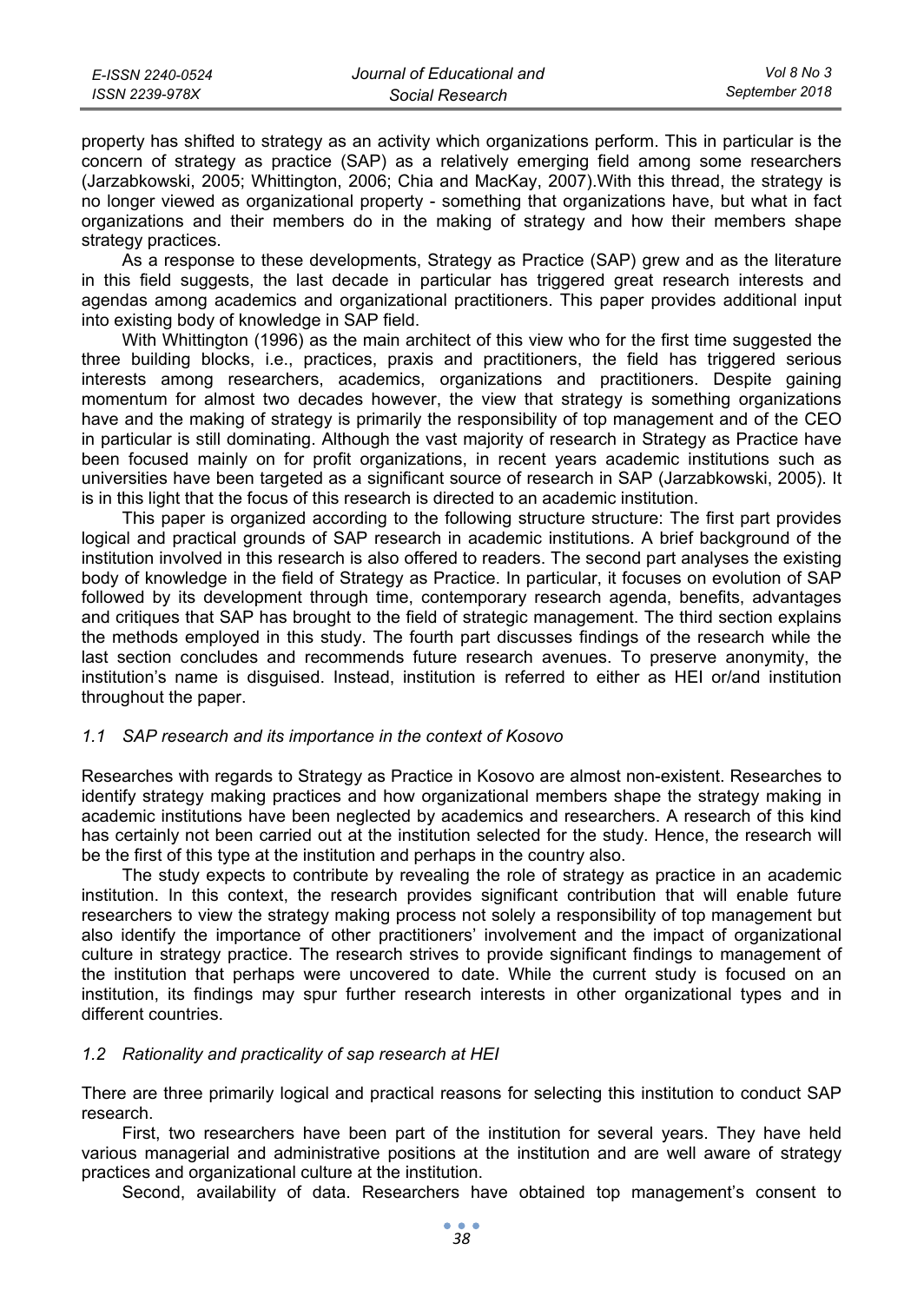property has shifted to strategy as an activity which organizations perform. This in particular is the concern of strategy as practice (SAP) as a relatively emerging field among some researchers (Jarzabkowski, 2005; Whittington, 2006; Chia and MacKay, 2007).With this thread, the strategy is no longer viewed as organizational property - something that organizations have, but what in fact organizations and their members do in the making of strategy and how their members shape strategy practices.

As a response to these developments, Strategy as Practice (SAP) grew and as the literature in this field suggests, the last decade in particular has triggered great research interests and agendas among academics and organizational practitioners. This paper provides additional input into existing body of knowledge in SAP field.

With Whittington (1996) as the main architect of this view who for the first time suggested the three building blocks, i.e., practices, praxis and practitioners, the field has triggered serious interests among researchers, academics, organizations and practitioners. Despite gaining momentum for almost two decades however, the view that strategy is something organizations have and the making of strategy is primarily the responsibility of top management and of the CEO in particular is still dominating. Although the vast majority of research in Strategy as Practice have been focused mainly on for profit organizations, in recent years academic institutions such as universities have been targeted as a significant source of research in SAP (Jarzabkowski, 2005). It is in this light that the focus of this research is directed to an academic institution.

This paper is organized according to the following structure structure: The first part provides logical and practical grounds of SAP research in academic institutions. A brief background of the institution involved in this research is also offered to readers. The second part analyses the existing body of knowledge in the field of Strategy as Practice. In particular, it focuses on evolution of SAP followed by its development through time, contemporary research agenda, benefits, advantages and critiques that SAP has brought to the field of strategic management. The third section explains the methods employed in this study. The fourth part discusses findings of the research while the last section concludes and recommends future research avenues. To preserve anonymity, the institution's name is disguised. Instead, institution is referred to either as HEI or/and institution throughout the paper.

### *1.1 SAP research and its importance in the context of Kosovo*

Researches with regards to Strategy as Practice in Kosovo are almost non-existent. Researches to identify strategy making practices and how organizational members shape the strategy making in academic institutions have been neglected by academics and researchers. A research of this kind has certainly not been carried out at the institution selected for the study. Hence, the research will be the first of this type at the institution and perhaps in the country also.

The study expects to contribute by revealing the role of strategy as practice in an academic institution. In this context, the research provides significant contribution that will enable future researchers to view the strategy making process not solely a responsibility of top management but also identify the importance of other practitioners' involvement and the impact of organizational culture in strategy practice. The research strives to provide significant findings to management of the institution that perhaps were uncovered to date. While the current study is focused on an institution, its findings may spur further research interests in other organizational types and in different countries.

### *1.2 Rationality and practicality of sap research at HEI*

There are three primarily logical and practical reasons for selecting this institution to conduct SAP research.

First, two researchers have been part of the institution for several years. They have held various managerial and administrative positions at the institution and are well aware of strategy practices and organizational culture at the institution.

Second, availability of data. Researchers have obtained top management's consent to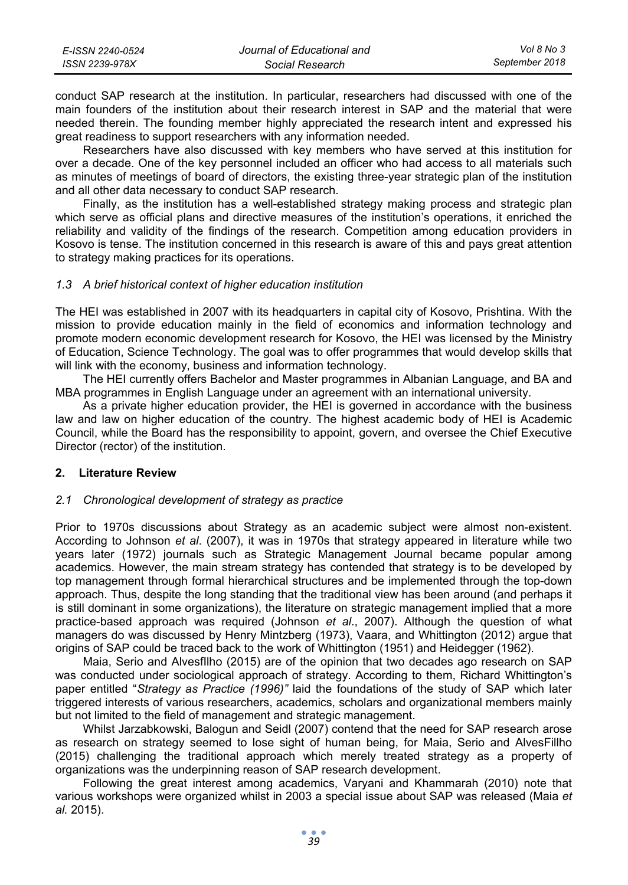conduct SAP research at the institution. In particular, researchers had discussed with one of the main founders of the institution about their research interest in SAP and the material that were needed therein. The founding member highly appreciated the research intent and expressed his great readiness to support researchers with any information needed.

Researchers have also discussed with key members who have served at this institution for over a decade. One of the key personnel included an officer who had access to all materials such as minutes of meetings of board of directors, the existing three-year strategic plan of the institution and all other data necessary to conduct SAP research.

Finally, as the institution has a well-established strategy making process and strategic plan which serve as official plans and directive measures of the institution's operations, it enriched the reliability and validity of the findings of the research. Competition among education providers in Kosovo is tense. The institution concerned in this research is aware of this and pays great attention to strategy making practices for its operations.

### *1.3 A brief historical context of higher education institution*

The HEI was established in 2007 with its headquarters in capital city of Kosovo, Prishtina. With the mission to provide education mainly in the field of economics and information technology and promote modern economic development research for Kosovo, the HEI was licensed by the Ministry of Education, Science Technology. The goal was to offer programmes that would develop skills that will link with the economy, business and information technology.

The HEI currently offers Bachelor and Master programmes in Albanian Language, and BA and MBA programmes in English Language under an agreement with an international university.

As a private higher education provider, the HEI is governed in accordance with the business law and law on higher education of the country. The highest academic body of HEI is Academic Council, while the Board has the responsibility to appoint, govern, and oversee the Chief Executive Director (rector) of the institution.

## 2. Literature Review

### *2.1 Chronological development of strategy as practice*

Prior to 1970s discussions about Strategy as an academic subject were almost non-existent. According to Johnson *et al*. (2007), it was in 1970s that strategy appeared in literature while two years later (1972) journals such as Strategic Management Journal became popular among academics. However, the main stream strategy has contended that strategy is to be developed by top management through formal hierarchical structures and be implemented through the top-down approach. Thus, despite the long standing that the traditional view has been around (and perhaps it is still dominant in some organizations), the literature on strategic management implied that a more practice-based approach was required (Johnson *et al*., 2007). Although the question of what managers do was discussed by Henry Mintzberg (1973), Vaara, and Whittington (2012) argue that origins of SAP could be traced back to the work of Whittington (1951) and Heidegger (1962).

Maia, Serio and Alvesfllho (2015) are of the opinion that two decades ago research on SAP was conducted under sociological approach of strategy. According to them, Richard Whittington's paper entitled "*Strategy as Practice (1996)"* laid the foundations of the study of SAP which later triggered interests of various researchers, academics, scholars and organizational members mainly but not limited to the field of management and strategic management.

Whilst Jarzabkowski, Balogun and Seidl (2007) contend that the need for SAP research arose as research on strategy seemed to lose sight of human being, for Maia, Serio and AlvesFillho (2015) challenging the traditional approach which merely treated strategy as a property of organizations was the underpinning reason of SAP research development.

Following the great interest among academics, Varyani and Khammarah (2010) note that various workshops were organized whilst in 2003 a special issue about SAP was released (Maia *et al.* 2015).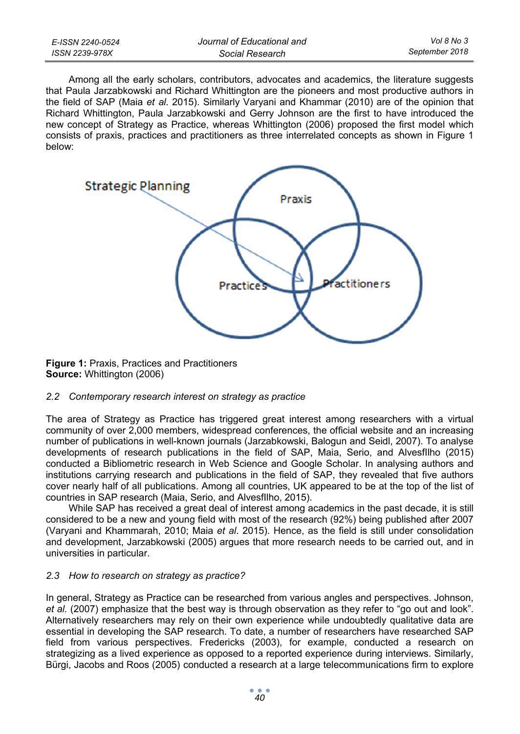Among all the early scholars, contributors, advocates and academics, the literature suggests that Paula Jarzabkowski and Richard Whittington are the pioneers and most productive authors in the field of SAP (Maia *et al.* 2015). Similarly Varyani and Khammar (2010) are of the opinion that Richard Whittington, Paula Jarzabkowski and Gerry Johnson are the first to have introduced the new concept of Strategy as Practice, whereas Whittington (2006) proposed the first model which consists of praxis, practices and practitioners as three interrelated concepts as shown in Figure 1 below:

**Figure 1:** Praxis, Practices and Practitioners
**Source:** Whittington (2006)

### *2.2 Contemporary research interest on strategy as practice*

The area of Strategy as Practice has triggered great interest among researchers with a virtual community of over 2,000 members, widespread conferences, the official website and an increasing number of publications in well-known journals (Jarzabkowski, Balogun and Seidl, 2007). To analyse developments of research publications in the field of SAP, Maia, Serio, and Alvesfllho (2015) conducted a Bibliometric research in Web Science and Google Scholar. In analysing authors and institutions carrying research and publications in the field of SAP, they revealed that five authors cover nearly half of all publications. Among all countries, UK appeared to be at the top of the list of countries in SAP research (Maia, Serio, and Alvesfllho, 2015).

While SAP has received a great deal of interest among academics in the past decade, it is still considered to be a new and young field with most of the research (92%) being published after 2007 (Varyani and Khammarah, 2010; Maia *et al*. 2015). Hence, as the field is still under consolidation and development, Jarzabkowski (2005) argues that more research needs to be carried out, and in universities in particular.

### *2.3 How to research on strategy as practice?*

In general, Strategy as Practice can be researched from various angles and perspectives. Johnson, *et al.* (2007) emphasize that the best way is through observation as they refer to "go out and look". Alternatively researchers may rely on their own experience while undoubtedly qualitative data are essential in developing the SAP research. To date, a number of researchers have researched SAP field from various perspectives. Fredericks (2003), for example, conducted a research on strategizing as a lived experience as opposed to a reported experience during interviews. Similarly, Bürgi, Jacobs and Roos (2005) conducted a research at a large telecommunications firm to explore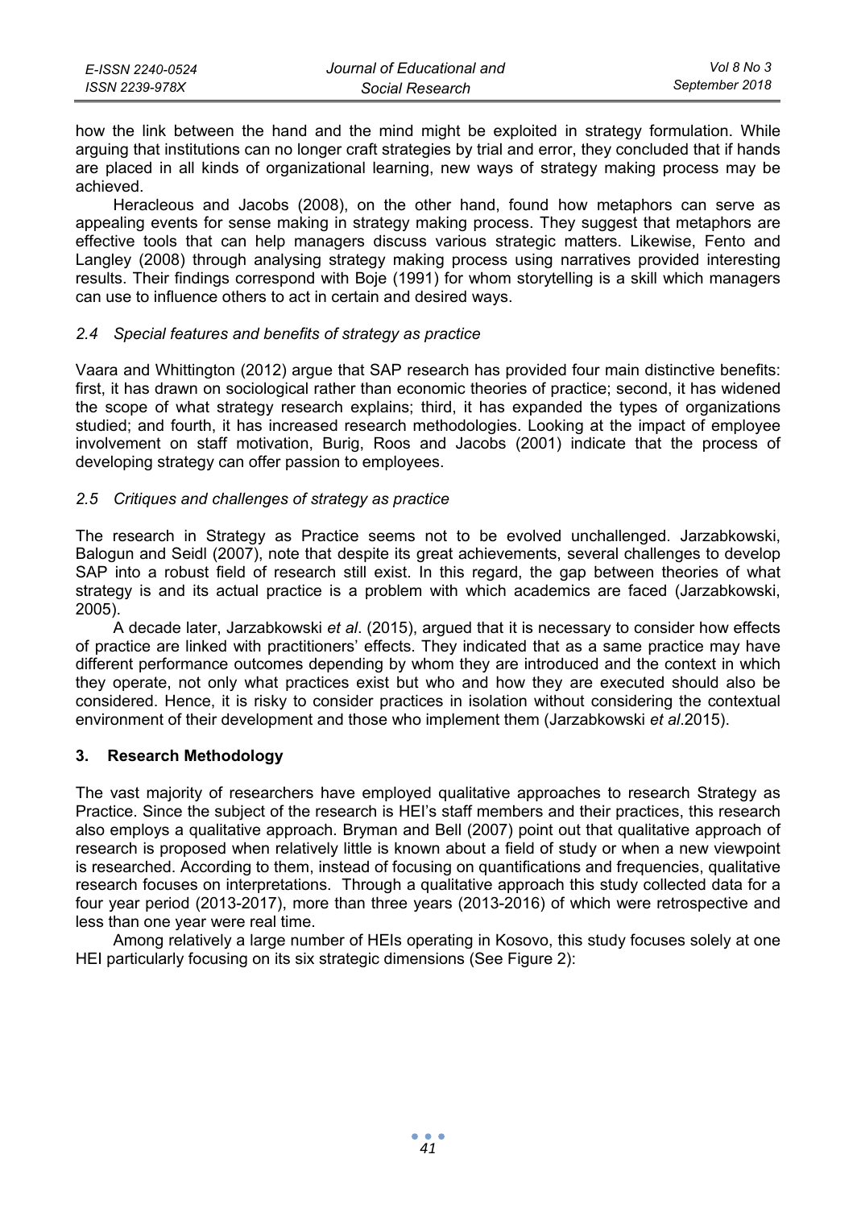how the link between the hand and the mind might be exploited in strategy formulation. While arguing that institutions can no longer craft strategies by trial and error, they concluded that if hands are placed in all kinds of organizational learning, new ways of strategy making process may be achieved.

Heracleous and Jacobs (2008), on the other hand, found how metaphors can serve as appealing events for sense making in strategy making process. They suggest that metaphors are effective tools that can help managers discuss various strategic matters. Likewise, Fento and Langley (2008) through analysing strategy making process using narratives provided interesting results. Their findings correspond with Boje (1991) for whom storytelling is a skill which managers can use to influence others to act in certain and desired ways.

### *2.4 Special features and benefits of strategy as practice*

Vaara and Whittington (2012) argue that SAP research has provided four main distinctive benefits: first, it has drawn on sociological rather than economic theories of practice; second, it has widened the scope of what strategy research explains; third, it has expanded the types of organizations studied; and fourth, it has increased research methodologies. Looking at the impact of employee involvement on staff motivation, Burig, Roos and Jacobs (2001) indicate that the process of developing strategy can offer passion to employees.

### *2.5 Critiques and challenges of strategy as practice*

The research in Strategy as Practice seems not to be evolved unchallenged. Jarzabkowski, Balogun and Seidl (2007), note that despite its great achievements, several challenges to develop SAP into a robust field of research still exist. In this regard, the gap between theories of what strategy is and its actual practice is a problem with which academics are faced (Jarzabkowski, 2005).

A decade later, Jarzabkowski *et al*. (2015), argued that it is necessary to consider how effects of practice are linked with practitioners' effects. They indicated that as a same practice may have different performance outcomes depending by whom they are introduced and the context in which they operate, not only what practices exist but who and how they are executed should also be considered. Hence, it is risky to consider practices in isolation without considering the contextual environment of their development and those who implement them (Jarzabkowski *et al*.2015).

## 3. Research Methodology

The vast majority of researchers have employed qualitative approaches to research Strategy as Practice. Since the subject of the research is HEI's staff members and their practices, this research also employs a qualitative approach. Bryman and Bell (2007) point out that qualitative approach of research is proposed when relatively little is known about a field of study or when a new viewpoint is researched. According to them, instead of focusing on quantifications and frequencies, qualitative research focuses on interpretations. Through a qualitative approach this study collected data for a four year period (2013-2017), more than three years (2013-2016) of which were retrospective and less than one year were real time.

Among relatively a large number of HEIs operating in Kosovo, this study focuses solely at one HEI particularly focusing on its six strategic dimensions (See Figure 2):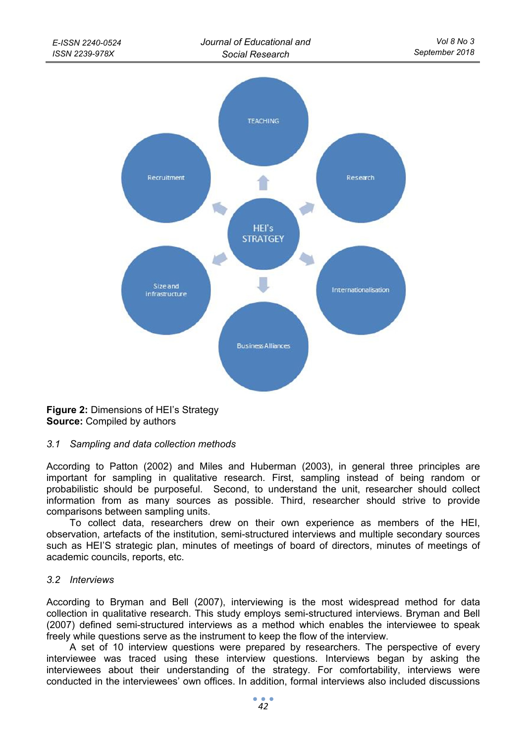TEACHING

Recruitment

Research

HEI's STRATGEY

Size and infrastructure

Internationalisation

Business Alliances

**Figure 2:** Dimensions of HEI's Strategy
**Source:** Compiled by authors

### *3.1 Sampling and data collection methods*

According to Patton (2002) and Miles and Huberman (2003), in general three principles are important for sampling in qualitative research. First, sampling instead of being random or probabilistic should be purposeful. Second, to understand the unit, researcher should collect information from as many sources as possible. Third, researcher should strive to provide comparisons between sampling units.

To collect data, researchers drew on their own experience as members of the HEI, observation, artefacts of the institution, semi-structured interviews and multiple secondary sources such as HEI'S strategic plan, minutes of meetings of board of directors, minutes of meetings of academic councils, reports, etc.

### *3.2 Interviews*

According to Bryman and Bell (2007), interviewing is the most widespread method for data collection in qualitative research. This study employs semi-structured interviews. Bryman and Bell (2007) defined semi-structured interviews as a method which enables the interviewee to speak freely while questions serve as the instrument to keep the flow of the interview.

A set of 10 interview questions were prepared by researchers. The perspective of every interviewee was traced using these interview questions. Interviews began by asking the interviewees about their understanding of the strategy. For comfortability, interviews were conducted in the interviewees' own offices. In addition, formal interviews also included discussions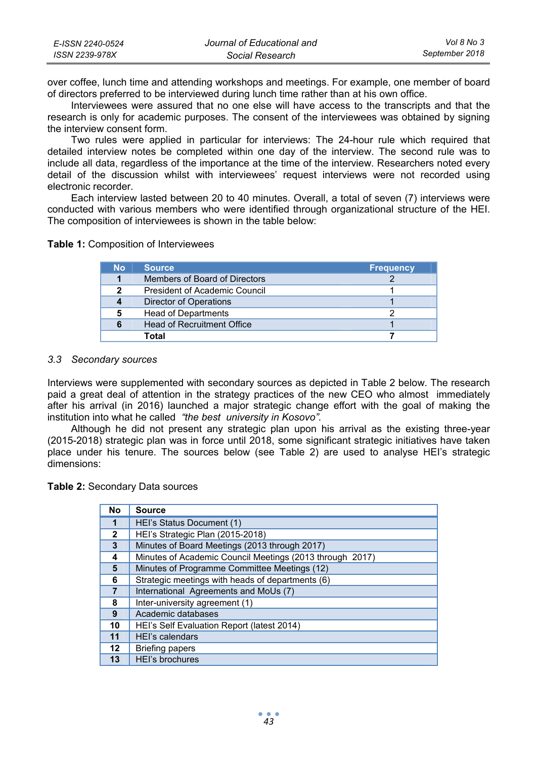over coffee, lunch time and attending workshops and meetings. For example, one member of board of directors preferred to be interviewed during lunch time rather than at his own office.

Interviewees were assured that no one else will have access to the transcripts and that the research is only for academic purposes. The consent of the interviewees was obtained by signing the interview consent form.

Two rules were applied in particular for interviews: The 24-hour rule which required that detailed interview notes be completed within one day of the interview. The second rule was to include all data, regardless of the importance at the time of the interview. Researchers noted every detail of the discussion whilst with interviewees' request interviews were not recorded using electronic recorder.

Each interview lasted between 20 to 40 minutes. Overall, a total of seven (7) interviews were conducted with various members who were identified through organizational structure of the HEI. The composition of interviewees is shown in the table below:

**Table 1:** Composition of Interviewees

| No | Source | Frequency |
|---|---|---|
| 1 | Members of Board of Directors | 2 |
| 2 | President of Academic Council | 1 |
| 4 | Director of Operations | 1 |
| 5 | Head of Departments | 2 |
| 6 | Head of Recruitment Office | 1 |
| | **Total** | **7** |

### *3.3 Secondary sources*

Interviews were supplemented with secondary sources as depicted in Table 2 below. The research paid a great deal of attention in the strategy practices of the new CEO who almost immediately after his arrival (in 2016) launched a major strategic change effort with the goal of making the institution into what he called *"the best university in Kosovo".*

Although he did not present any strategic plan upon his arrival as the existing three-year (2015-2018) strategic plan was in force until 2018, some significant strategic initiatives have taken place under his tenure. The sources below (see Table 2) are used to analyse HEI's strategic dimensions:

**Table 2:** Secondary Data sources

| No | Source |
|---|---|
| 1 | HEI's Status Document (1) |
| 2 | HEI's Strategic Plan (2015-2018) |
| 3 | Minutes of Board Meetings (2013 through 2017) |
| 4 | Minutes of Academic Council Meetings (2013 through 2017) |
| 5 | Minutes of Programme Committee Meetings (12) |
| 6 | Strategic meetings with heads of departments (6) |
| 7 | International Agreements and MoUs (7) |
| 8 | Inter-university agreement (1) |
| 9 | Academic databases |
| 10 | HEI's Self Evaluation Report (latest 2014) |
| 11 | HEI's calendars |
| 12 | Briefing papers |
| 13 | HEI's brochures |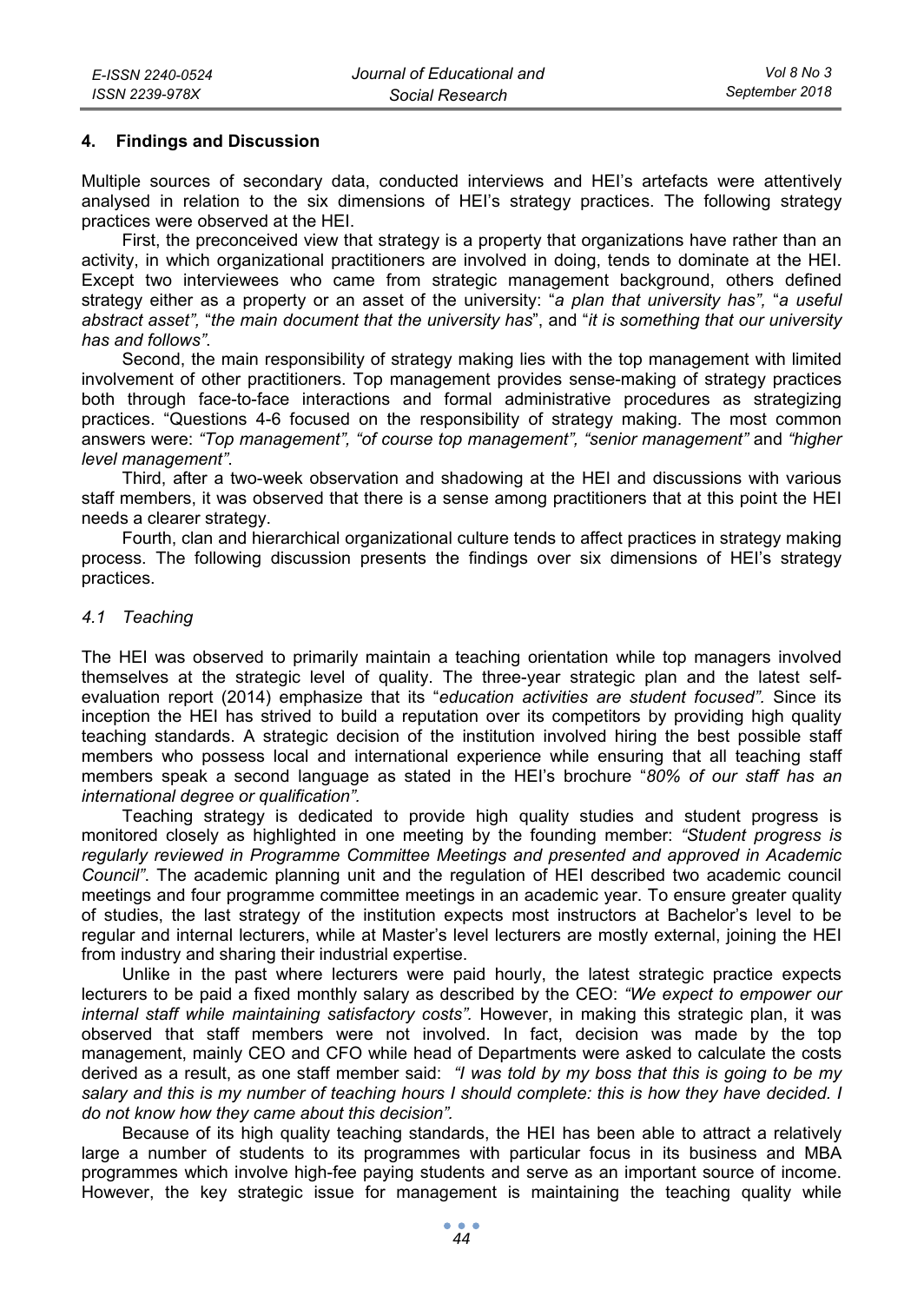## 4. Findings and Discussion

Multiple sources of secondary data, conducted interviews and HEI's artefacts were attentively analysed in relation to the six dimensions of HEI's strategy practices. The following strategy practices were observed at the HEI.

First, the preconceived view that strategy is a property that organizations have rather than an activity, in which organizational practitioners are involved in doing, tends to dominate at the HEI. Except two interviewees who came from strategic management background, others defined strategy either as a property or an asset of the university: "*a plan that university has",* "*a useful abstract asset",* "*the main document that the university has*", and "*it is something that our university has and follows"*.

Second, the main responsibility of strategy making lies with the top management with limited involvement of other practitioners. Top management provides sense-making of strategy practices both through face-to-face interactions and formal administrative procedures as strategizing practices. "Questions 4-6 focused on the responsibility of strategy making. The most common answers were: *"Top management", "of course top management", "senior management"* and *"higher level management".*

Third, after a two-week observation and shadowing at the HEI and discussions with various staff members, it was observed that there is a sense among practitioners that at this point the HEI needs a clearer strategy.

Fourth, clan and hierarchical organizational culture tends to affect practices in strategy making process. The following discussion presents the findings over six dimensions of HEI's strategy practices.

### *4.1 Teaching*

The HEI was observed to primarily maintain a teaching orientation while top managers involved themselves at the strategic level of quality. The three-year strategic plan and the latest self-evaluation report (2014) emphasize that its "*education activities are student focused".* Since its inception the HEI has strived to build a reputation over its competitors by providing high quality teaching standards. A strategic decision of the institution involved hiring the best possible staff members who possess local and international experience while ensuring that all teaching staff members speak a second language as stated in the HEI's brochure "*80% of our staff has an international degree or qualification"*.

Teaching strategy is dedicated to provide high quality studies and student progress is monitored closely as highlighted in one meeting by the founding member: *"Student progress is regularly reviewed in Programme Committee Meetings and presented and approved in Academic Council"*. The academic planning unit and the regulation of HEI described two academic council meetings and four programme committee meetings in an academic year. To ensure greater quality of studies, the last strategy of the institution expects most instructors at Bachelor's level to be regular and internal lecturers, while at Master's level lecturers are mostly external, joining the HEI from industry and sharing their industrial expertise.

Unlike in the past where lecturers were paid hourly, the latest strategic practice expects lecturers to be paid a fixed monthly salary as described by the CEO: *"We expect to empower our internal staff while maintaining satisfactory costs".* However, in making this strategic plan, it was observed that staff members were not involved. In fact, decision was made by the top management, mainly CEO and CFO while head of Departments were asked to calculate the costs derived as a result, as one staff member said: *"I was told by my boss that this is going to be my salary and this is my number of teaching hours I should complete: this is how they have decided. I do not know how they came about this decision".*

Because of its high quality teaching standards, the HEI has been able to attract a relatively large a number of students to its programmes with particular focus in its business and MBA programmes which involve high-fee paying students and serve as an important source of income. However, the key strategic issue for management is maintaining the teaching quality while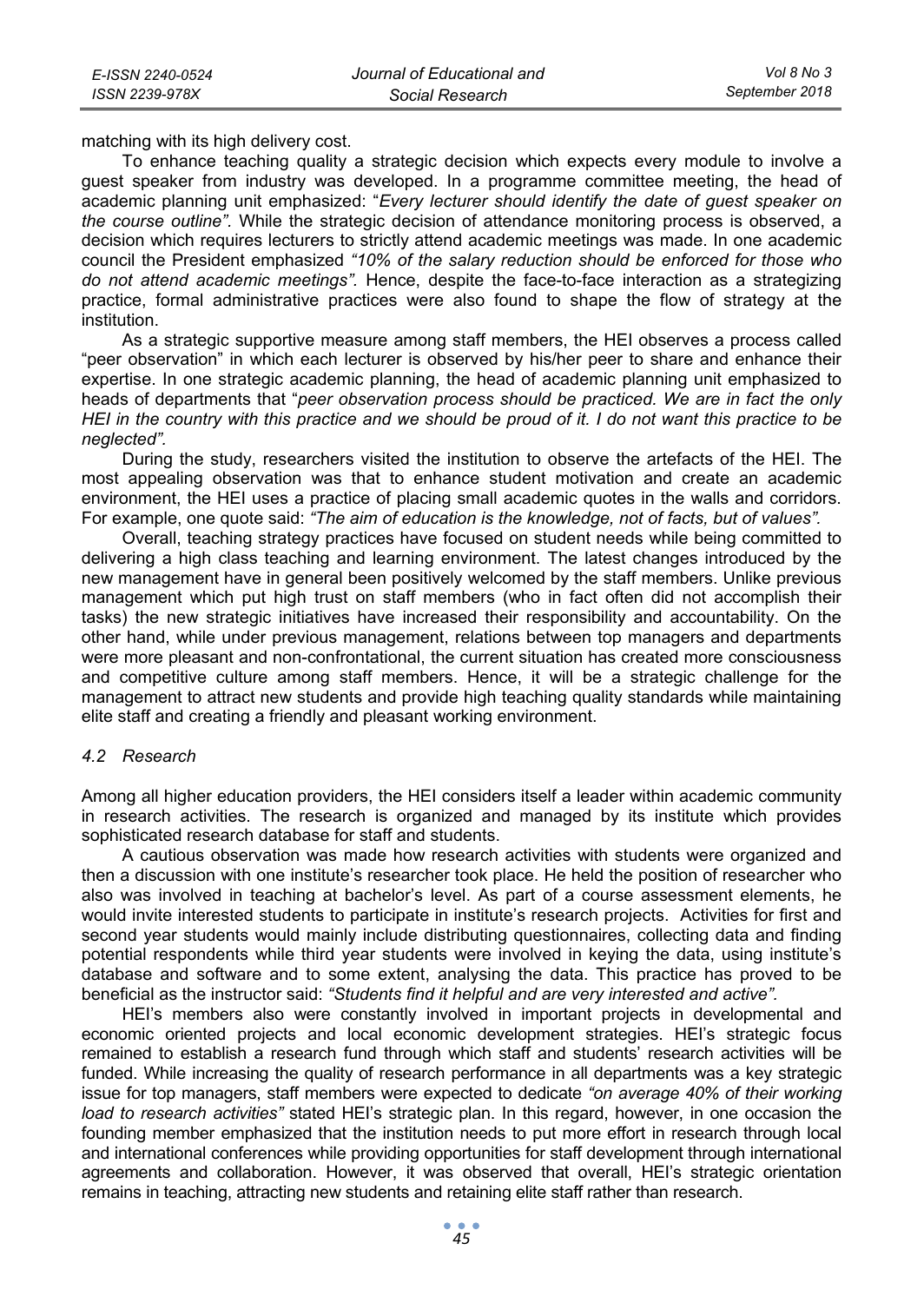matching with its high delivery cost.

To enhance teaching quality a strategic decision which expects every module to involve a guest speaker from industry was developed. In a programme committee meeting, the head of academic planning unit emphasized: "*Every lecturer should identify the date of guest speaker on the course outline".* While the strategic decision of attendance monitoring process is observed, a decision which requires lecturers to strictly attend academic meetings was made. In one academic council the President emphasized *"10% of the salary reduction should be enforced for those who do not attend academic meetings".* Hence, despite the face-to-face interaction as a strategizing practice, formal administrative practices were also found to shape the flow of strategy at the institution.

As a strategic supportive measure among staff members, the HEI observes a process called "peer observation" in which each lecturer is observed by his/her peer to share and enhance their expertise. In one strategic academic planning, the head of academic planning unit emphasized to heads of departments that "*peer observation process should be practiced. We are in fact the only HEI in the country with this practice and we should be proud of it. I do not want this practice to be neglected".*

During the study, researchers visited the institution to observe the artefacts of the HEI. The most appealing observation was that to enhance student motivation and create an academic environment, the HEI uses a practice of placing small academic quotes in the walls and corridors. For example, one quote said: *"The aim of education is the knowledge, not of facts, but of values".*

Overall, teaching strategy practices have focused on student needs while being committed to delivering a high class teaching and learning environment. The latest changes introduced by the new management have in general been positively welcomed by the staff members. Unlike previous management which put high trust on staff members (who in fact often did not accomplish their tasks) the new strategic initiatives have increased their responsibility and accountability. On the other hand, while under previous management, relations between top managers and departments were more pleasant and non-confrontational, the current situation has created more consciousness and competitive culture among staff members. Hence, it will be a strategic challenge for the management to attract new students and provide high teaching quality standards while maintaining elite staff and creating a friendly and pleasant working environment.

### *4.2 Research*

Among all higher education providers, the HEI considers itself a leader within academic community in research activities. The research is organized and managed by its institute which provides sophisticated research database for staff and students.

A cautious observation was made how research activities with students were organized and then a discussion with one institute's researcher took place. He held the position of researcher who also was involved in teaching at bachelor's level. As part of a course assessment elements, he would invite interested students to participate in institute's research projects. Activities for first and second year students would mainly include distributing questionnaires, collecting data and finding potential respondents while third year students were involved in keying the data, using institute's database and software and to some extent, analysing the data. This practice has proved to be beneficial as the instructor said: *"Students find it helpful and are very interested and active".*

HEI's members also were constantly involved in important projects in developmental and economic oriented projects and local economic development strategies. HEI's strategic focus remained to establish a research fund through which staff and students' research activities will be funded. While increasing the quality of research performance in all departments was a key strategic issue for top managers, staff members were expected to dedicate *"on average 40% of their working load to research activities"* stated HEI's strategic plan. In this regard, however, in one occasion the founding member emphasized that the institution needs to put more effort in research through local and international conferences while providing opportunities for staff development through international agreements and collaboration. However, it was observed that overall, HEI's strategic orientation remains in teaching, attracting new students and retaining elite staff rather than research.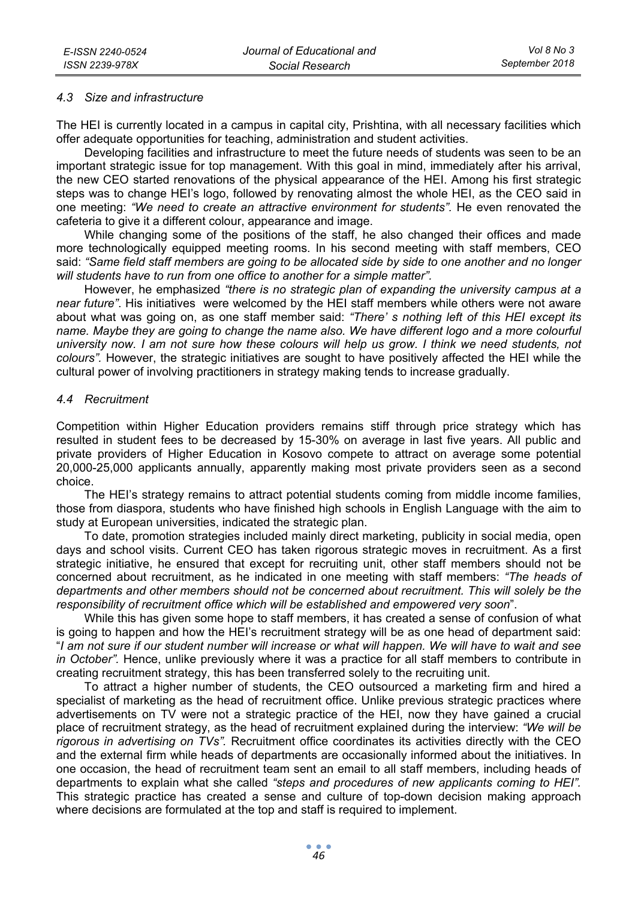### 4.3 Size and infrastructure

The HEI is currently located in a campus in capital city, Prishtina, with all necessary facilities which offer adequate opportunities for teaching, administration and student activities.

Developing facilities and infrastructure to meet the future needs of students was seen to be an important strategic issue for top management. With this goal in mind, immediately after his arrival, the new CEO started renovations of the physical appearance of the HEI. Among his first strategic steps was to change HEI's logo, followed by renovating almost the whole HEI, as the CEO said in one meeting: *"We need to create an attractive environment for students".* He even renovated the cafeteria to give it a different colour, appearance and image.

While changing some of the positions of the staff, he also changed their offices and made more technologically equipped meeting rooms. In his second meeting with staff members, CEO said: *"Same field staff members are going to be allocated side by side to one another and no longer will students have to run from one office to another for a simple matter".*

However, he emphasized *"there is no strategic plan of expanding the university campus at a near future"*. His initiatives were welcomed by the HEI staff members while others were not aware about what was going on, as one staff member said: *"There' s nothing left of this HEI except its name. Maybe they are going to change the name also. We have different logo and a more colourful university now. I am not sure how these colours will help us grow. I think we need students, not colours".* However, the strategic initiatives are sought to have positively affected the HEI while the cultural power of involving practitioners in strategy making tends to increase gradually.

### 4.4 Recruitment

Competition within Higher Education providers remains stiff through price strategy which has resulted in student fees to be decreased by 15-30% on average in last five years. All public and private providers of Higher Education in Kosovo compete to attract on average some potential 20,000-25,000 applicants annually, apparently making most private providers seen as a second choice.

The HEI's strategy remains to attract potential students coming from middle income families, those from diaspora, students who have finished high schools in English Language with the aim to study at European universities, indicated the strategic plan.

To date, promotion strategies included mainly direct marketing, publicity in social media, open days and school visits. Current CEO has taken rigorous strategic moves in recruitment. As a first strategic initiative, he ensured that except for recruiting unit, other staff members should not be concerned about recruitment, as he indicated in one meeting with staff members: *"The heads of departments and other members should not be concerned about recruitment. This will solely be the responsibility of recruitment office which will be established and empowered very soon*".

While this has given some hope to staff members, it has created a sense of confusion of what is going to happen and how the HEI's recruitment strategy will be as one head of department said: "*I am not sure if our student number will increase or what will happen. We will have to wait and see in October".* Hence, unlike previously where it was a practice for all staff members to contribute in creating recruitment strategy, this has been transferred solely to the recruiting unit.

To attract a higher number of students, the CEO outsourced a marketing firm and hired a specialist of marketing as the head of recruitment office. Unlike previous strategic practices where advertisements on TV were not a strategic practice of the HEI, now they have gained a crucial place of recruitment strategy, as the head of recruitment explained during the interview: *"We will be rigorous in advertising on TVs".* Recruitment office coordinates its activities directly with the CEO and the external firm while heads of departments are occasionally informed about the initiatives. In one occasion, the head of recruitment team sent an email to all staff members, including heads of departments to explain what she called *"steps and procedures of new applicants coming to HEI".* This strategic practice has created a sense and culture of top-down decision making approach where decisions are formulated at the top and staff is required to implement.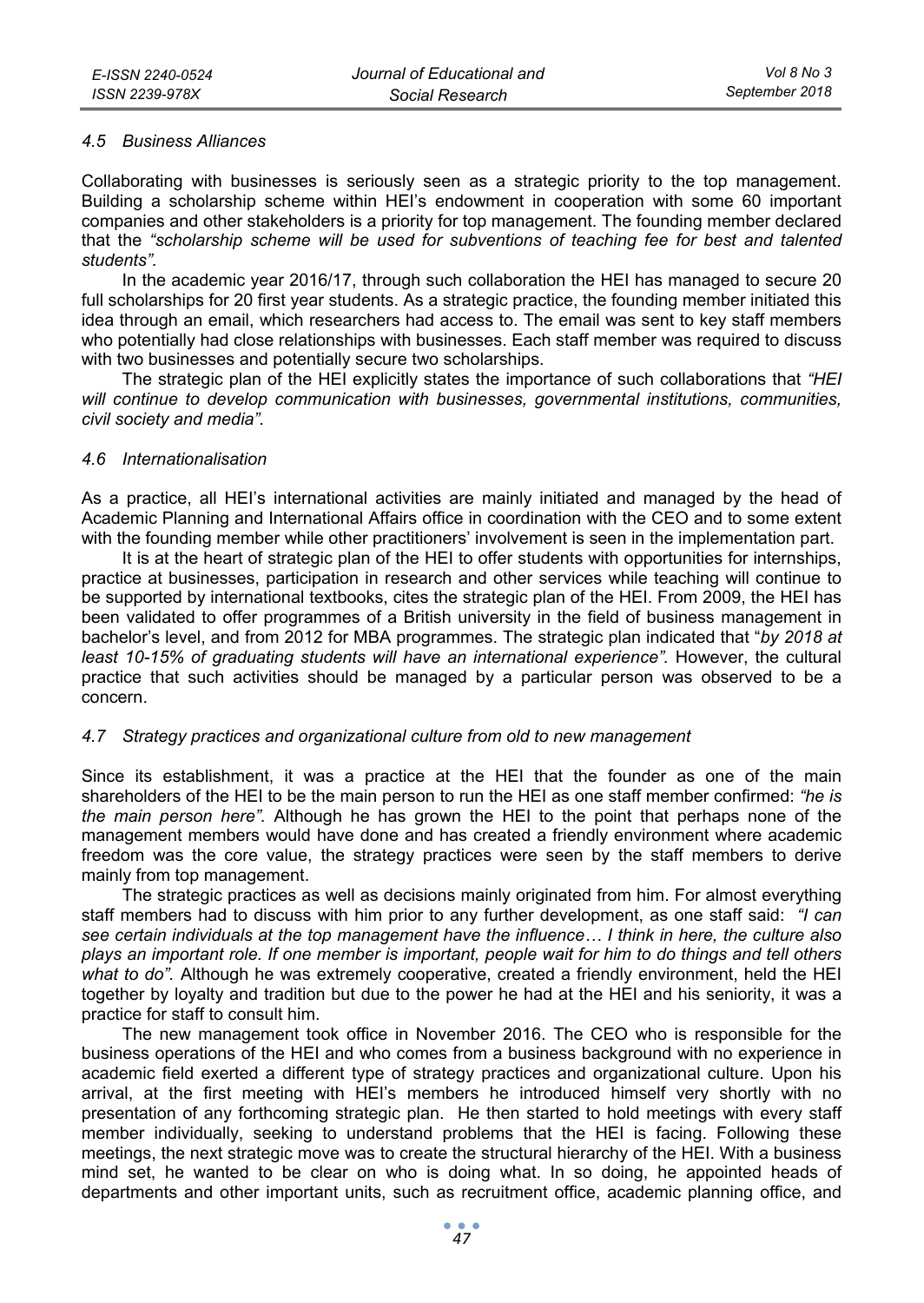### 4.5 Business Alliances

Collaborating with businesses is seriously seen as a strategic priority to the top management. Building a scholarship scheme within HEI's endowment in cooperation with some 60 important companies and other stakeholders is a priority for top management. The founding member declared that the *"scholarship scheme will be used for subventions of teaching fee for best and talented students".*

In the academic year 2016/17, through such collaboration the HEI has managed to secure 20 full scholarships for 20 first year students. As a strategic practice, the founding member initiated this idea through an email, which researchers had access to. The email was sent to key staff members who potentially had close relationships with businesses. Each staff member was required to discuss with two businesses and potentially secure two scholarships.

The strategic plan of the HEI explicitly states the importance of such collaborations that *"HEI will continue to develop communication with businesses, governmental institutions, communities, civil society and media".*

### 4.6 Internationalisation

As a practice, all HEI's international activities are mainly initiated and managed by the head of Academic Planning and International Affairs office in coordination with the CEO and to some extent with the founding member while other practitioners' involvement is seen in the implementation part.

It is at the heart of strategic plan of the HEI to offer students with opportunities for internships, practice at businesses, participation in research and other services while teaching will continue to be supported by international textbooks, cites the strategic plan of the HEI. From 2009, the HEI has been validated to offer programmes of a British university in the field of business management in bachelor's level, and from 2012 for MBA programmes. The strategic plan indicated that "*by 2018 at least 10-15% of graduating students will have an international experience"*. However, the cultural practice that such activities should be managed by a particular person was observed to be a concern.

### 4.7 Strategy practices and organizational culture from old to new management

Since its establishment, it was a practice at the HEI that the founder as one of the main shareholders of the HEI to be the main person to run the HEI as one staff member confirmed: *"he is the main person here".* Although he has grown the HEI to the point that perhaps none of the management members would have done and has created a friendly environment where academic freedom was the core value, the strategy practices were seen by the staff members to derive mainly from top management.

The strategic practices as well as decisions mainly originated from him. For almost everything staff members had to discuss with him prior to any further development, as one staff said: *"I can see certain individuals at the top management have the influence… I think in here, the culture also plays an important role. If one member is important, people wait for him to do things and tell others what to do".* Although he was extremely cooperative, created a friendly environment, held the HEI together by loyalty and tradition but due to the power he had at the HEI and his seniority, it was a practice for staff to consult him.

The new management took office in November 2016. The CEO who is responsible for the business operations of the HEI and who comes from a business background with no experience in academic field exerted a different type of strategy practices and organizational culture. Upon his arrival, at the first meeting with HEI's members he introduced himself very shortly with no presentation of any forthcoming strategic plan. He then started to hold meetings with every staff member individually, seeking to understand problems that the HEI is facing. Following these meetings, the next strategic move was to create the structural hierarchy of the HEI. With a business mind set, he wanted to be clear on who is doing what. In so doing, he appointed heads of departments and other important units, such as recruitment office, academic planning office, and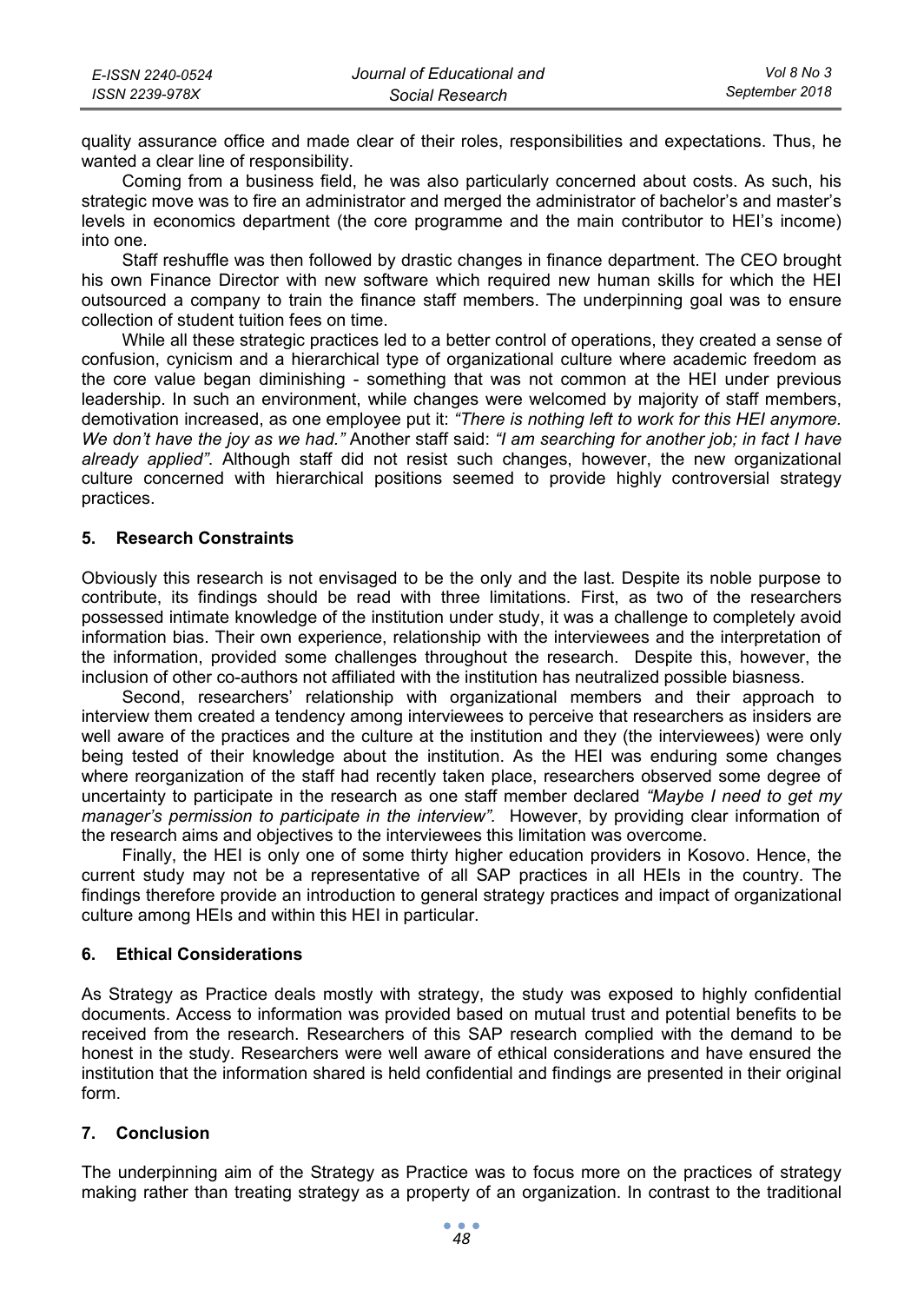quality assurance office and made clear of their roles, responsibilities and expectations. Thus, he wanted a clear line of responsibility.

Coming from a business field, he was also particularly concerned about costs. As such, his strategic move was to fire an administrator and merged the administrator of bachelor's and master's levels in economics department (the core programme and the main contributor to HEI's income) into one.

Staff reshuffle was then followed by drastic changes in finance department. The CEO brought his own Finance Director with new software which required new human skills for which the HEI outsourced a company to train the finance staff members. The underpinning goal was to ensure collection of student tuition fees on time.

While all these strategic practices led to a better control of operations, they created a sense of confusion, cynicism and a hierarchical type of organizational culture where academic freedom as the core value began diminishing - something that was not common at the HEI under previous leadership. In such an environment, while changes were welcomed by majority of staff members, demotivation increased, as one employee put it: *"There is nothing left to work for this HEI anymore. We don't have the joy as we had."* Another staff said: *"I am searching for another job; in fact I have already applied"*. Although staff did not resist such changes, however, the new organizational culture concerned with hierarchical positions seemed to provide highly controversial strategy practices.

## 5. Research Constraints

Obviously this research is not envisaged to be the only and the last. Despite its noble purpose to contribute, its findings should be read with three limitations. First, as two of the researchers possessed intimate knowledge of the institution under study, it was a challenge to completely avoid information bias. Their own experience, relationship with the interviewees and the interpretation of the information, provided some challenges throughout the research. Despite this, however, the inclusion of other co-authors not affiliated with the institution has neutralized possible biasness.

Second, researchers' relationship with organizational members and their approach to interview them created a tendency among interviewees to perceive that researchers as insiders are well aware of the practices and the culture at the institution and they (the interviewees) were only being tested of their knowledge about the institution. As the HEI was enduring some changes where reorganization of the staff had recently taken place, researchers observed some degree of uncertainty to participate in the research as one staff member declared *"Maybe I need to get my manager's permission to participate in the interview".* However, by providing clear information of the research aims and objectives to the interviewees this limitation was overcome.

Finally, the HEI is only one of some thirty higher education providers in Kosovo. Hence, the current study may not be a representative of all SAP practices in all HEIs in the country. The findings therefore provide an introduction to general strategy practices and impact of organizational culture among HEIs and within this HEI in particular.

## 6. Ethical Considerations

As Strategy as Practice deals mostly with strategy, the study was exposed to highly confidential documents. Access to information was provided based on mutual trust and potential benefits to be received from the research. Researchers of this SAP research complied with the demand to be honest in the study. Researchers were well aware of ethical considerations and have ensured the institution that the information shared is held confidential and findings are presented in their original form.

## 7. Conclusion

The underpinning aim of the Strategy as Practice was to focus more on the practices of strategy making rather than treating strategy as a property of an organization. In contrast to the traditional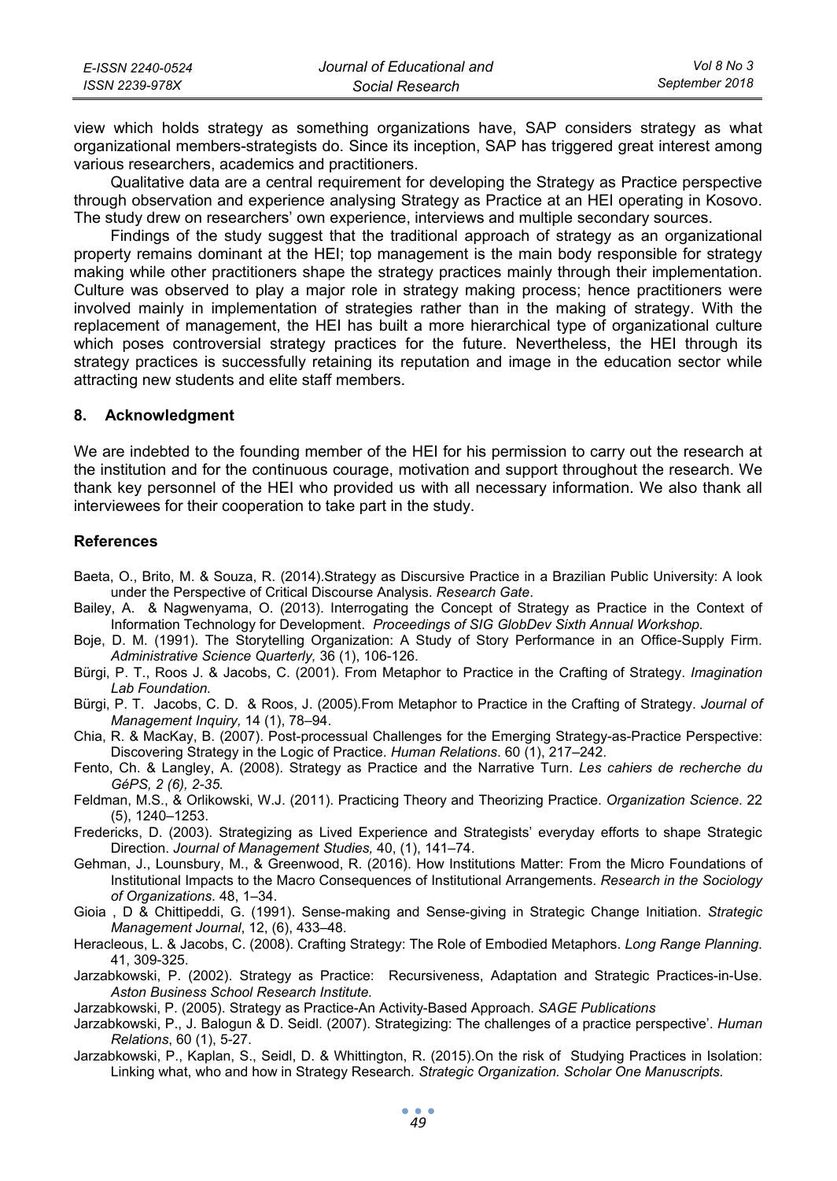view which holds strategy as something organizations have, SAP considers strategy as what organizational members-strategists do. Since its inception, SAP has triggered great interest among various researchers, academics and practitioners.

Qualitative data are a central requirement for developing the Strategy as Practice perspective through observation and experience analysing Strategy as Practice at an HEI operating in Kosovo. The study drew on researchers' own experience, interviews and multiple secondary sources.

Findings of the study suggest that the traditional approach of strategy as an organizational property remains dominant at the HEI; top management is the main body responsible for strategy making while other practitioners shape the strategy practices mainly through their implementation. Culture was observed to play a major role in strategy making process; hence practitioners were involved mainly in implementation of strategies rather than in the making of strategy. With the replacement of management, the HEI has built a more hierarchical type of organizational culture which poses controversial strategy practices for the future. Nevertheless, the HEI through its strategy practices is successfully retaining its reputation and image in the education sector while attracting new students and elite staff members.

## 8. Acknowledgment

We are indebted to the founding member of the HEI for his permission to carry out the research at the institution and for the continuous courage, motivation and support throughout the research. We thank key personnel of the HEI who provided us with all necessary information. We also thank all interviewees for their cooperation to take part in the study.

## References

Baeta, O., Brito, M. & Souza, R. (2014).Strategy as Discursive Practice in a Brazilian Public University: A look under the Perspective of Critical Discourse Analysis. *Research Gate*.

Bailey, A. & Nagwenyama, O. (2013). Interrogating the Concept of Strategy as Practice in the Context of Information Technology for Development. *Proceedings of SIG GlobDev Sixth Annual Workshop.*

Boje, D. M. (1991). The Storytelling Organization: A Study of Story Performance in an Office-Supply Firm. *Administrative Science Quarterly,* 36 (1), 106-126.

Bürgi, P. T., Roos J. & Jacobs, C. (2001). From Metaphor to Practice in the Crafting of Strategy. *Imagination Lab Foundation.*

Bürgi, P. T. Jacobs, C. D. & Roos, J. (2005).From Metaphor to Practice in the Crafting of Strategy. *Journal of Management Inquiry,* 14 (1), 78–94.

Chia, R. & MacKay, B. (2007). Post-processual Challenges for the Emerging Strategy-as-Practice Perspective: Discovering Strategy in the Logic of Practice. *Human Relations*. 60 (1), 217–242.

Fento, Ch. & Langley, A. (2008). Strategy as Practice and the Narrative Turn. *Les cahiers de recherche du GéPS, 2 (6), 2-35.*

Feldman, M.S., & Orlikowski, W.J. (2011). Practicing Theory and Theorizing Practice. *Organization Science*. 22 (5), 1240–1253.

Fredericks, D. (2003). Strategizing as Lived Experience and Strategists' everyday efforts to shape Strategic Direction. *Journal of Management Studies,* 40, (1), 141–74.

Gehman, J., Lounsbury, M., & Greenwood, R. (2016). How Institutions Matter: From the Micro Foundations of Institutional Impacts to the Macro Consequences of Institutional Arrangements. *Research in the Sociology of Organizations*. 48, 1–34.

Gioia , D & Chittipeddi, G. (1991). Sense-making and Sense-giving in Strategic Change Initiation. *Strategic Management Journal*, 12, (6), 433–48.

Heracleous, L. & Jacobs, C. (2008). Crafting Strategy: The Role of Embodied Metaphors. *Long Range Planning.* 41, 309-325.

Jarzabkowski, P. (2002). Strategy as Practice: Recursiveness, Adaptation and Strategic Practices-in-Use. *Aston Business School Research Institute.*

Jarzabkowski, P. (2005). Strategy as Practice-An Activity-Based Approach. *SAGE Publications*

Jarzabkowski, P., J. Balogun & D. Seidl. (2007). Strategizing: The challenges of a practice perspective'. *Human Relations*, 60 (1), 5-27.

Jarzabkowski, P., Kaplan, S., Seidl, D. & Whittington, R. (2015).On the risk of Studying Practices in Isolation: Linking what, who and how in Strategy Research*. Strategic Organization. Scholar One Manuscripts.*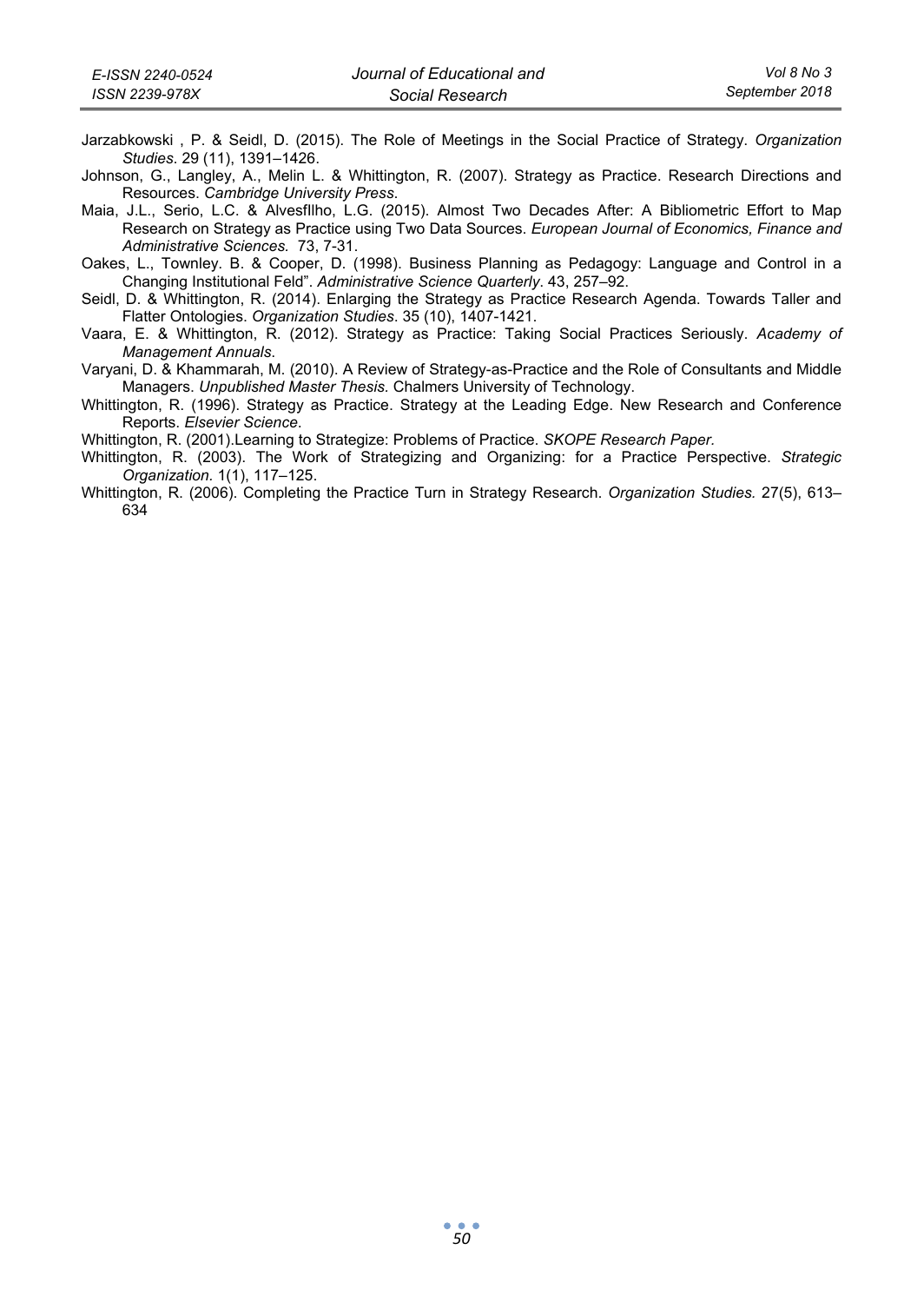Jarzabkowski , P. & Seidl, D. (2015). The Role of Meetings in the Social Practice of Strategy. *Organization Studies*. 29 (11), 1391–1426.

Johnson, G., Langley, A., Melin L. & Whittington, R. (2007). Strategy as Practice. Research Directions and Resources. *Cambridge University Press*.

Maia, J.L., Serio, L.C. & Alvesfllho, L.G. (2015). Almost Two Decades After: A Bibliometric Effort to Map Research on Strategy as Practice using Two Data Sources. *European Journal of Economics, Finance and Administrative Sciences.* 73, 7-31.

Oakes, L., Townley. B. & Cooper, D. (1998). Business Planning as Pedagogy: Language and Control in a Changing Institutional Feld". *Administrative Science Quarterly*. 43, 257–92.

Seidl, D. & Whittington, R. (2014). Enlarging the Strategy as Practice Research Agenda. Towards Taller and Flatter Ontologies. *Organization Studies*. 35 (10), 1407-1421.

Vaara, E. & Whittington, R. (2012). Strategy as Practice: Taking Social Practices Seriously. *Academy of Management Annuals*.

Varyani, D. & Khammarah, M. (2010). A Review of Strategy-as-Practice and the Role of Consultants and Middle Managers. *Unpublished Master Thesis.* Chalmers University of Technology.

Whittington, R. (1996). Strategy as Practice. Strategy at the Leading Edge. New Research and Conference Reports. *Elsevier Science*.

Whittington, R. (2001).Learning to Strategize: Problems of Practice. *SKOPE Research Paper*.

Whittington, R. (2003). The Work of Strategizing and Organizing: for a Practice Perspective. *Strategic Organization.* 1(1), 117–125.

Whittington, R. (2006). Completing the Practice Turn in Strategy Research. *Organization Studies.* 27(5), 613–634